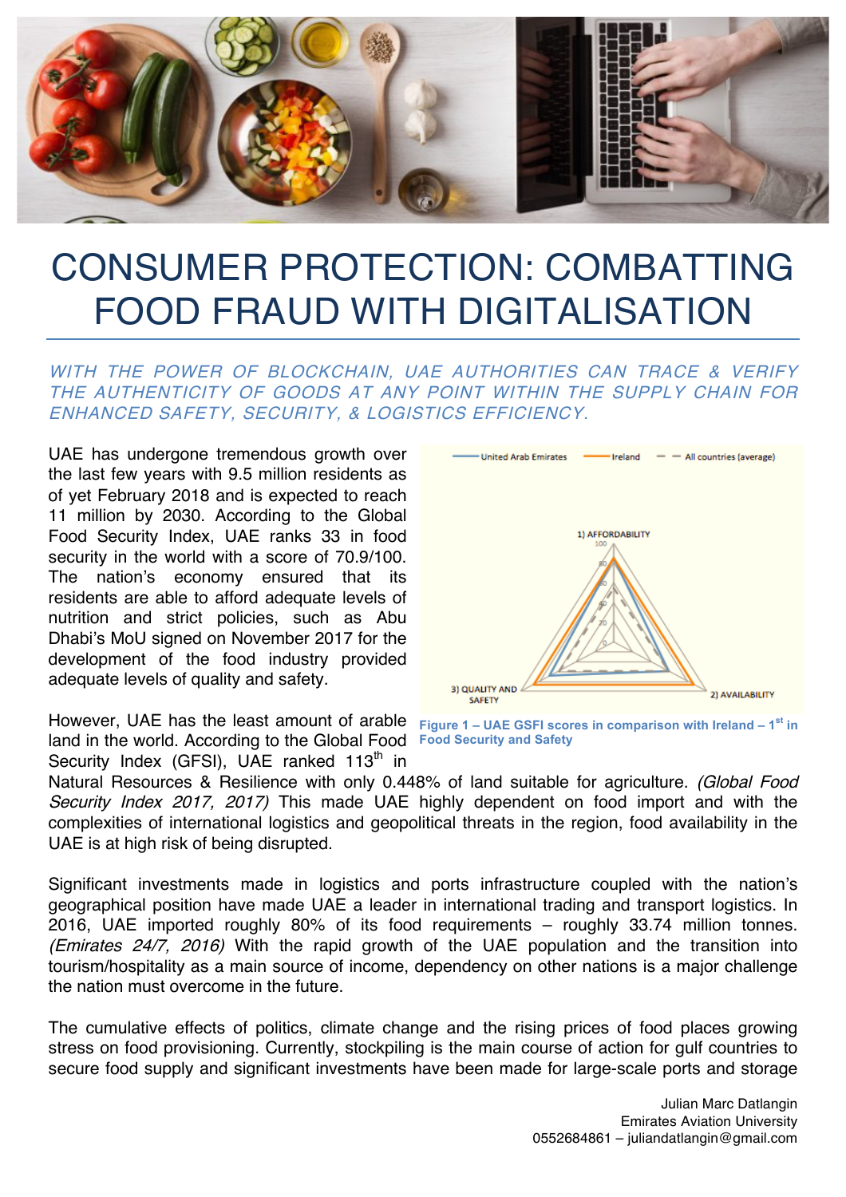# CONSUMER PROTECTION: COMBATTING FOOD FRAUD WITH DIGITALISATION

*WITH THE POWER OF BLOCKCHAIN, UAE AUTHORITIES CAN TRACE & VERIFY THE AUTHENTICITY OF GOODS AT ANY POINT WITHIN THE SUPPLY CHAIN FOR ENHANCED SAFETY, SECURITY, & LOGISTICS EFFICIENCY.*

UAE has undergone tremendous growth over the last few years with 9.5 million residents as of yet February 2018 and is expected to reach 11 million by 2030. According to the Global Food Security Index, UAE ranks 33 in food security in the world with a score of 70.9/100. The nation's economy ensured that its residents are able to afford adequate levels of nutrition and strict policies, such as Abu Dhabi's MoU signed on November 2017 for the development of the food industry provided adequate levels of quality and safety.

**Figure 1 – UAE GSFI scores in comparison with Ireland – 1st in Food Security and Safety**

However, UAE has the least amount of arable land in the world. According to the Global Food Security Index (GFSI), UAE ranked 113th in Natural Resources & Resilience with only 0.448% of land suitable for agriculture. *(Global Food Security Index 2017, 2017)* This made UAE highly dependent on food import and with the complexities of international logistics and geopolitical threats in the region, food availability in the UAE is at high risk of being disrupted.

Significant investments made in logistics and ports infrastructure coupled with the nation's geographical position have made UAE a leader in international trading and transport logistics. In 2016, UAE imported roughly 80% of its food requirements – roughly 33.74 million tonnes. *(Emirates 24/7, 2016)* With the rapid growth of the UAE population and the transition into tourism/hospitality as a main source of income, dependency on other nations is a major challenge the nation must overcome in the future.

The cumulative effects of politics, climate change and the rising prices of food places growing stress on food provisioning. Currently, stockpiling is the main course of action for gulf countries to secure food supply and significant investments have been made for large-scale ports and storage

Julian Marc Datlangin
Emirates Aviation University
0552684861 – juliandatlangin@gmail.com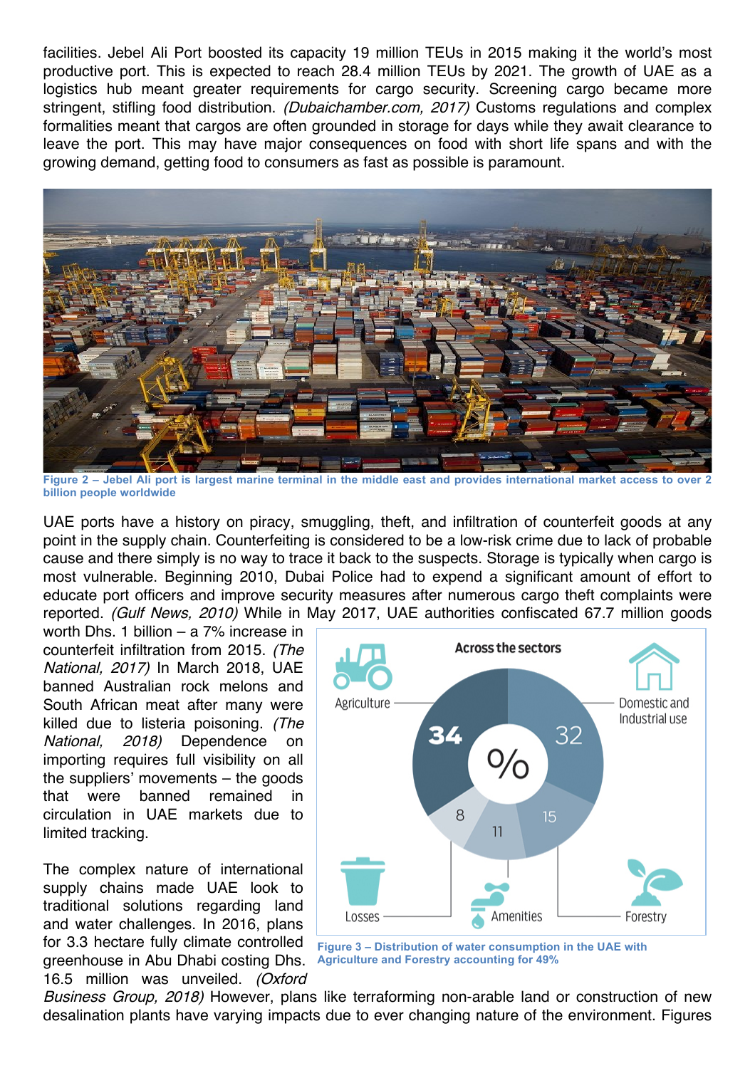facilities. Jebel Ali Port boosted its capacity 19 million TEUs in 2015 making it the world's most productive port. This is expected to reach 28.4 million TEUs by 2021. The growth of UAE as a logistics hub meant greater requirements for cargo security. Screening cargo became more stringent, stifling food distribution. *(Dubaichamber.com, 2017)* Customs regulations and complex formalities meant that cargos are often grounded in storage for days while they await clearance to leave the port. This may have major consequences on food with short life spans and with the growing demand, getting food to consumers as fast as possible is paramount.

**Figure 2 – Jebel Ali port is largest marine terminal in the middle east and provides international market access to over 2 billion people worldwide**

UAE ports have a history on piracy, smuggling, theft, and infiltration of counterfeit goods at any point in the supply chain. Counterfeiting is considered to be a low-risk crime due to lack of probable cause and there simply is no way to trace it back to the suspects. Storage is typically when cargo is most vulnerable. Beginning 2010, Dubai Police had to expend a significant amount of effort to educate port officers and improve security measures after numerous cargo theft complaints were reported. *(Gulf News, 2010)* While in May 2017, UAE authorities confiscated 67.7 million goods worth Dhs. 1 billion – a 7% increase in counterfeit infiltration from 2015. *(The National, 2017)* In March 2018, UAE banned Australian rock melons and South African meat after many were killed due to listeria poisoning. *(The National, 2018)* Dependence on importing requires full visibility on all the suppliers' movements – the goods that were banned remained in circulation in UAE markets due to limited tracking.

**Figure 3 – Distribution of water consumption in the UAE with Agriculture and Forestry accounting for 49%**

The complex nature of international supply chains made UAE look to traditional solutions regarding land and water challenges. In 2016, plans for 3.3 hectare fully climate controlled greenhouse in Abu Dhabi costing Dhs. 16.5 million was unveiled. *(Oxford Business Group, 2018)* However, plans like terraforming non-arable land or construction of new desalination plants have varying impacts due to ever changing nature of the environment. Figures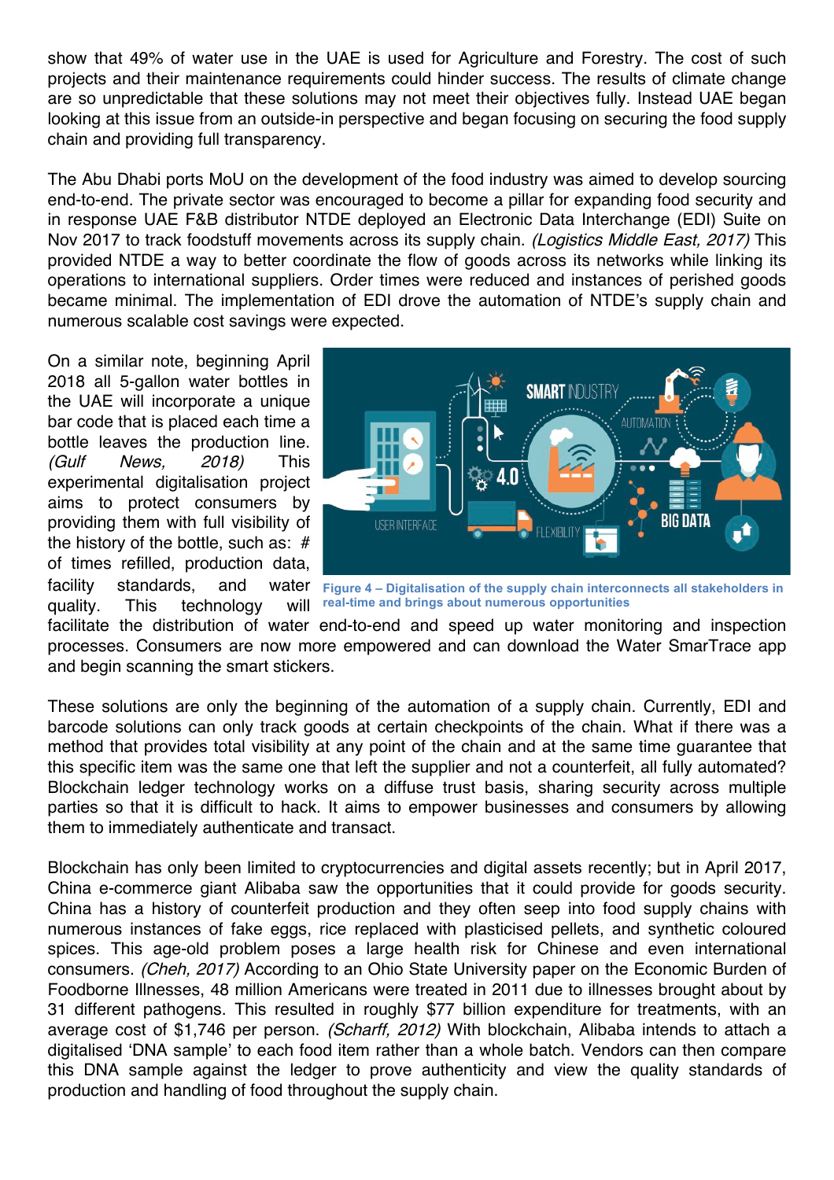show that 49% of water use in the UAE is used for Agriculture and Forestry. The cost of such projects and their maintenance requirements could hinder success. The results of climate change are so unpredictable that these solutions may not meet their objectives fully. Instead UAE began looking at this issue from an outside-in perspective and began focusing on securing the food supply chain and providing full transparency.

The Abu Dhabi ports MoU on the development of the food industry was aimed to develop sourcing end-to-end. The private sector was encouraged to become a pillar for expanding food security and in response UAE F&B distributor NTDE deployed an Electronic Data Interchange (EDI) Suite on Nov 2017 to track foodstuff movements across its supply chain. *(Logistics Middle East, 2017)* This provided NTDE a way to better coordinate the flow of goods across its networks while linking its operations to international suppliers. Order times were reduced and instances of perished goods became minimal. The implementation of EDI drove the automation of NTDE's supply chain and numerous scalable cost savings were expected.

On a similar note, beginning April 2018 all 5-gallon water bottles in the UAE will incorporate a unique bar code that is placed each time a bottle leaves the production line. *(Gulf News, 2018)* This experimental digitalisation project aims to protect consumers by providing them with full visibility of the history of the bottle, such as: # of times refilled, production data, facility standards, and water quality. This technology will facilitate the distribution of water end-to-end and speed up water monitoring and inspection processes. Consumers are now more empowered and can download the Water SmarTrace app and begin scanning the smart stickers.

**Figure 4 – Digitalisation of the supply chain interconnects all stakeholders in real-time and brings about numerous opportunities**

These solutions are only the beginning of the automation of a supply chain. Currently, EDI and barcode solutions can only track goods at certain checkpoints of the chain. What if there was a method that provides total visibility at any point of the chain and at the same time guarantee that this specific item was the same one that left the supplier and not a counterfeit, all fully automated? Blockchain ledger technology works on a diffuse trust basis, sharing security across multiple parties so that it is difficult to hack. It aims to empower businesses and consumers by allowing them to immediately authenticate and transact.

Blockchain has only been limited to cryptocurrencies and digital assets recently; but in April 2017, China e-commerce giant Alibaba saw the opportunities that it could provide for goods security. China has a history of counterfeit production and they often seep into food supply chains with numerous instances of fake eggs, rice replaced with plasticised pellets, and synthetic coloured spices. This age-old problem poses a large health risk for Chinese and even international consumers. *(Cheh, 2017)* According to an Ohio State University paper on the Economic Burden of Foodborne Illnesses, 48 million Americans were treated in 2011 due to illnesses brought about by 31 different pathogens. This resulted in roughly $77 billion expenditure for treatments, with an average cost of $1,746 per person. *(Scharff, 2012)* With blockchain, Alibaba intends to attach a digitalised 'DNA sample' to each food item rather than a whole batch. Vendors can then compare this DNA sample against the ledger to prove authenticity and view the quality standards of production and handling of food throughout the supply chain.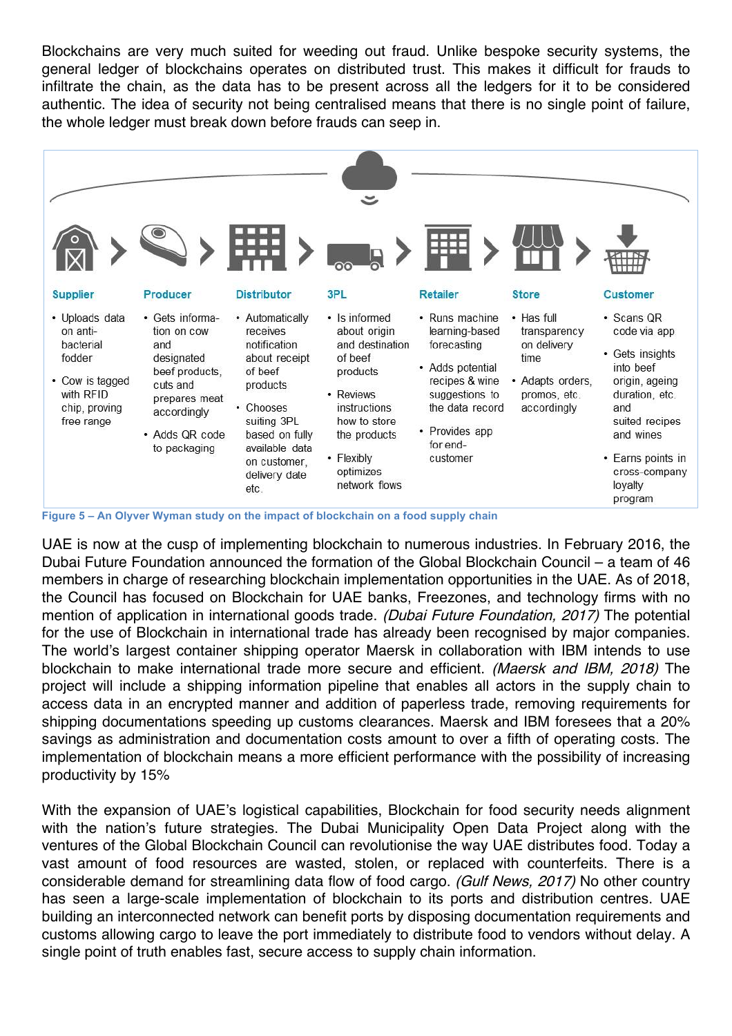Blockchains are very much suited for weeding out fraud. Unlike bespoke security systems, the general ledger of blockchains operates on distributed trust. This makes it difficult for frauds to infiltrate the chain, as the data has to be present across all the ledgers for it to be considered authentic. The idea of security not being centralised means that there is no single point of failure, the whole ledger must break down before frauds can seep in.

| Supplier | Producer | Distributor | 3PL | Retailer | Store | Customer |
|---|---|---|---|---|---|---|
| • Uploads data on anti-bacterial fodder<br>• Cow is tagged with RFID chip, proving free range | • Gets information on cow and designated beef products, cuts and prepares meat accordingly<br>• Adds QR code to packaging | • Automatically receives notification about receipt of beef products<br>• Chooses suiting 3PL based on fully available data on customer, delivery date etc. | • Is informed about origin and destination of beef products<br>• Reviews instructions how to store the products<br>• Flexibly optimizes network flows | • Runs machine learning-based forecasting<br>• Adds potential recipes & wine suggestions to the data record<br>• Provides app for end-customer | • Has full transparency on delivery time<br>• Adapts orders, promos, etc. accordingly | • Scans QR code via app<br>• Gets insights into beef origin, ageing duration, etc. and suited recipes and wines<br>• Earns points in cross-company loyalty program |

**Figure 5 – An Olyver Wyman study on the impact of blockchain on a food supply chain**

UAE is now at the cusp of implementing blockchain to numerous industries. In February 2016, the Dubai Future Foundation announced the formation of the Global Blockchain Council – a team of 46 members in charge of researching blockchain implementation opportunities in the UAE. As of 2018, the Council has focused on Blockchain for UAE banks, Freezones, and technology firms with no mention of application in international goods trade. *(Dubai Future Foundation, 2017)* The potential for the use of Blockchain in international trade has already been recognised by major companies. The world's largest container shipping operator Maersk in collaboration with IBM intends to use blockchain to make international trade more secure and efficient. *(Maersk and IBM, 2018)* The project will include a shipping information pipeline that enables all actors in the supply chain to access data in an encrypted manner and addition of paperless trade, removing requirements for shipping documentations speeding up customs clearances. Maersk and IBM foresees that a 20% savings as administration and documentation costs amount to over a fifth of operating costs. The implementation of blockchain means a more efficient performance with the possibility of increasing productivity by 15%

With the expansion of UAE's logistical capabilities, Blockchain for food security needs alignment with the nation's future strategies. The Dubai Municipality Open Data Project along with the ventures of the Global Blockchain Council can revolutionise the way UAE distributes food. Today a vast amount of food resources are wasted, stolen, or replaced with counterfeits. There is a considerable demand for streamlining data flow of food cargo. *(Gulf News, 2017)* No other country has seen a large-scale implementation of blockchain to its ports and distribution centres. UAE building an interconnected network can benefit ports by disposing documentation requirements and customs allowing cargo to leave the port immediately to distribute food to vendors without delay. A single point of truth enables fast, secure access to supply chain information.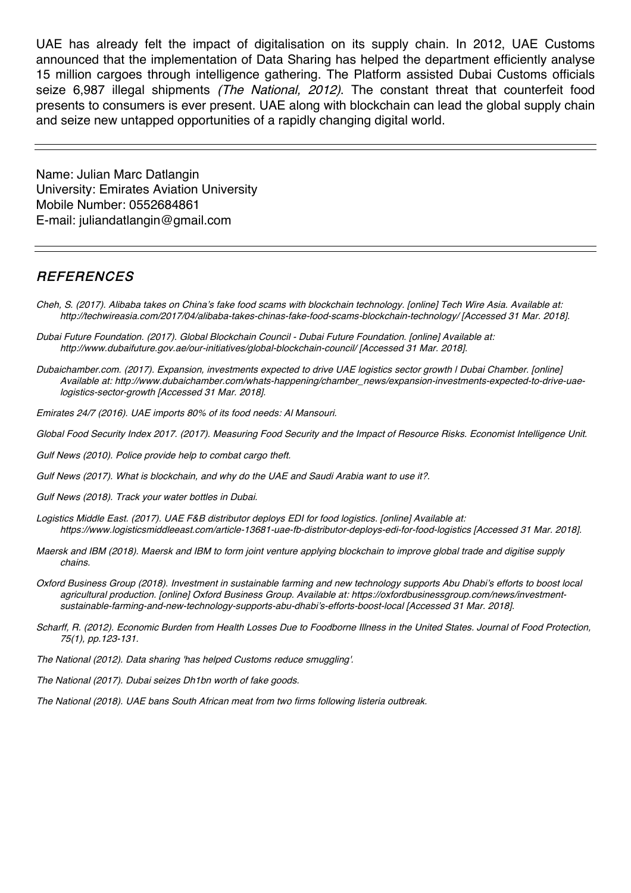UAE has already felt the impact of digitalisation on its supply chain. In 2012, UAE Customs announced that the implementation of Data Sharing has helped the department efficiently analyse 15 million cargoes through intelligence gathering. The Platform assisted Dubai Customs officials seize 6,987 illegal shipments *(The National, 2012)*. The constant threat that counterfeit food presents to consumers is ever present. UAE along with blockchain can lead the global supply chain and seize new untapped opportunities of a rapidly changing digital world.

---

Name: Julian Marc Datlangin
University: Emirates Aviation University
Mobile Number: 0552684861
E-mail: juliandatlangin@gmail.com

---

## *REFERENCES*

*Cheh, S. (2017). Alibaba takes on China's fake food scams with blockchain technology. [online] Tech Wire Asia. Available at: http://techwireasia.com/2017/04/alibaba-takes-chinas-fake-food-scams-blockchain-technology/ [Accessed 31 Mar. 2018].*

*Dubai Future Foundation. (2017). Global Blockchain Council - Dubai Future Foundation. [online] Available at: http://www.dubaifuture.gov.ae/our-initiatives/global-blockchain-council/ [Accessed 31 Mar. 2018].*

*Dubaichamber.com. (2017). Expansion, investments expected to drive UAE logistics sector growth | Dubai Chamber. [online] Available at: http://www.dubaichamber.com/whats-happening/chamber_news/expansion-investments-expected-to-drive-uae-logistics-sector-growth [Accessed 31 Mar. 2018].*

*Emirates 24/7 (2016). UAE imports 80% of its food needs: Al Mansouri.*

*Global Food Security Index 2017. (2017). Measuring Food Security and the Impact of Resource Risks. Economist Intelligence Unit.*

*Gulf News (2010). Police provide help to combat cargo theft.*

*Gulf News (2017). What is blockchain, and why do the UAE and Saudi Arabia want to use it?.*

*Gulf News (2018). Track your water bottles in Dubai.*

*Logistics Middle East. (2017). UAE F&B distributor deploys EDI for food logistics. [online] Available at: https://www.logisticsmiddleeast.com/article-13681-uae-fb-distributor-deploys-edi-for-food-logistics [Accessed 31 Mar. 2018].*

*Maersk and IBM (2018). Maersk and IBM to form joint venture applying blockchain to improve global trade and digitise supply chains.*

*Oxford Business Group (2018). Investment in sustainable farming and new technology supports Abu Dhabi's efforts to boost local agricultural production. [online] Oxford Business Group. Available at: https://oxfordbusinessgroup.com/news/investment-sustainable-farming-and-new-technology-supports-abu-dhabi's-efforts-boost-local [Accessed 31 Mar. 2018].*

*Scharff, R. (2012). Economic Burden from Health Losses Due to Foodborne Illness in the United States. Journal of Food Protection, 75(1), pp.123-131.*

*The National (2012). Data sharing 'has helped Customs reduce smuggling'.*

*The National (2017). Dubai seizes Dh1bn worth of fake goods.*

*The National (2018). UAE bans South African meat from two firms following listeria outbreak.*